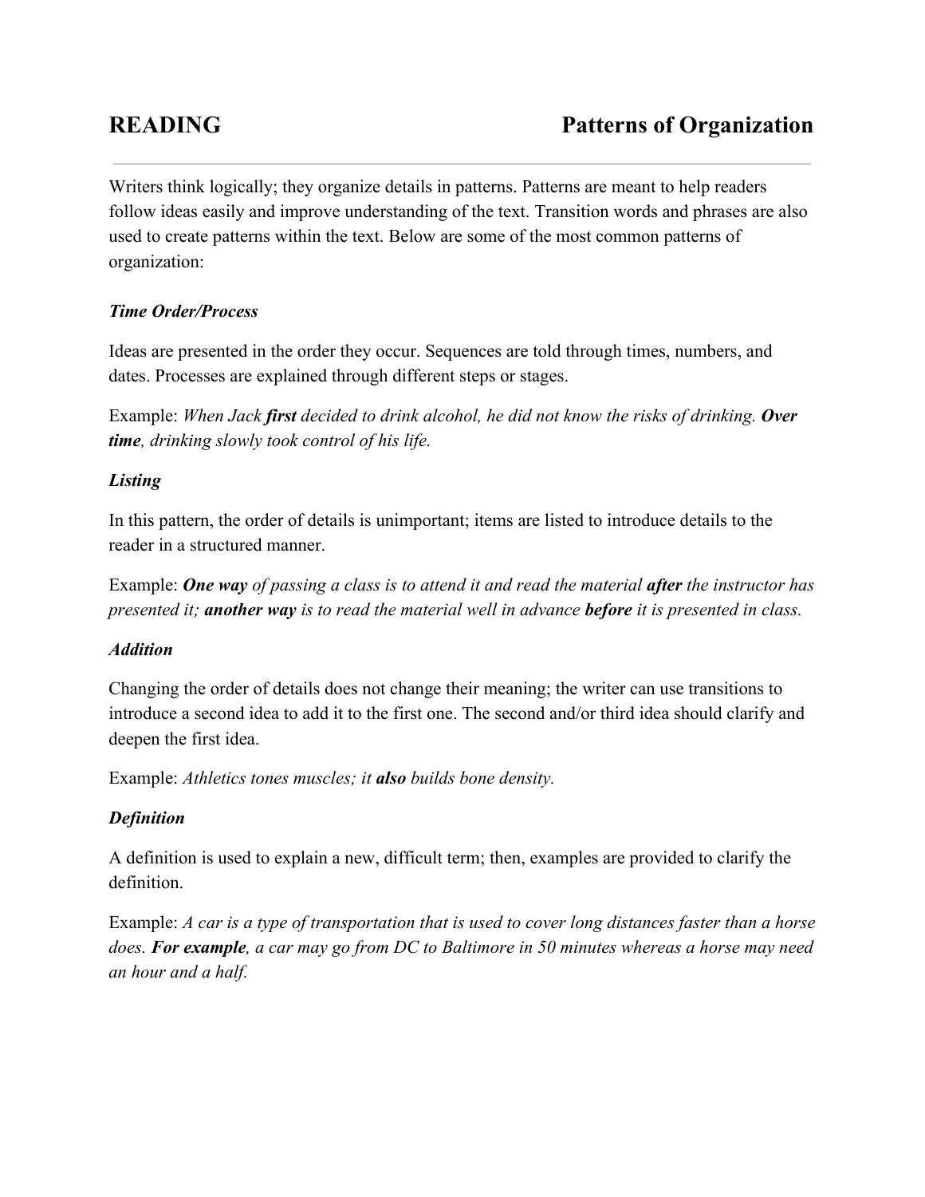# READING — Patterns of Organization

Writers think logically; they organize details in patterns. Patterns are meant to help readers follow ideas easily and improve understanding of the text. Transition words and phrases are also used to create patterns within the text. Below are some of the most common patterns of organization:

### *Time Order/Process*

Ideas are presented in the order they occur. Sequences are told through times, numbers, and dates. Processes are explained through different steps or stages.

Example: *When Jack **first** decided to drink alcohol, he did not know the risks of drinking. **Over time**, drinking slowly took control of his life.*

### *Listing*

In this pattern, the order of details is unimportant; items are listed to introduce details to the reader in a structured manner.

Example: ***One way** of passing a class is to attend it and read the material **after** the instructor has presented it; **another way** is to read the material well in advance **before** it is presented in class.*

### *Addition*

Changing the order of details does not change their meaning; the writer can use transitions to introduce a second idea to add it to the first one. The second and/or third idea should clarify and deepen the first idea.

Example: *Athletics tones muscles; it **also** builds bone density.*

### *Definition*

A definition is used to explain a new, difficult term; then, examples are provided to clarify the definition.

Example: *A car is a type of transportation that is used to cover long distances faster than a horse does. **For example**, a car may go from DC to Baltimore in 50 minutes whereas a horse may need an hour and a half.*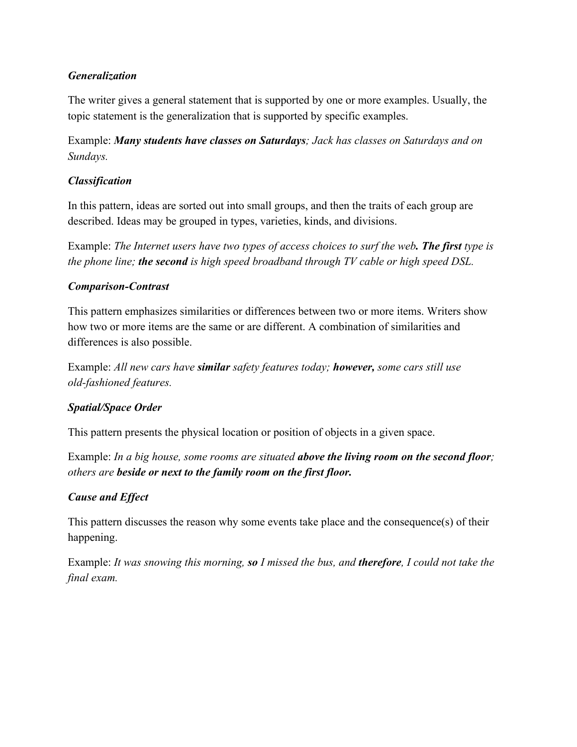### *Generalization*

The writer gives a general statement that is supported by one or more examples. Usually, the topic statement is the generalization that is supported by specific examples.

Example: ***Many students have classes on Saturdays****; Jack has classes on Saturdays and on Sundays.*

### *Classification*

In this pattern, ideas are sorted out into small groups, and then the traits of each group are described. Ideas may be grouped in types, varieties, kinds, and divisions.

Example: *The Internet users have two types of access choices to surf the web****. The first*** *type is the phone line;* ***the second*** *is high speed broadband through TV cable or high speed DSL.*

### *Comparison-Contrast*

This pattern emphasizes similarities or differences between two or more items. Writers show how two or more items are the same or are different. A combination of similarities and differences is also possible.

Example: *All new cars have* ***similar*** *safety features today;* ***however,*** *some cars still use old-fashioned features.*

### *Spatial/Space Order*

This pattern presents the physical location or position of objects in a given space.

Example: *In a big house, some rooms are situated* ***above the living room on the second floor****; others are* ***beside or next to the family room on the first floor.***

### *Cause and Effect*

This pattern discusses the reason why some events take place and the consequence(s) of their happening.

Example: *It was snowing this morning,* ***so*** *I missed the bus, and* ***therefore****, I could not take the final exam.*